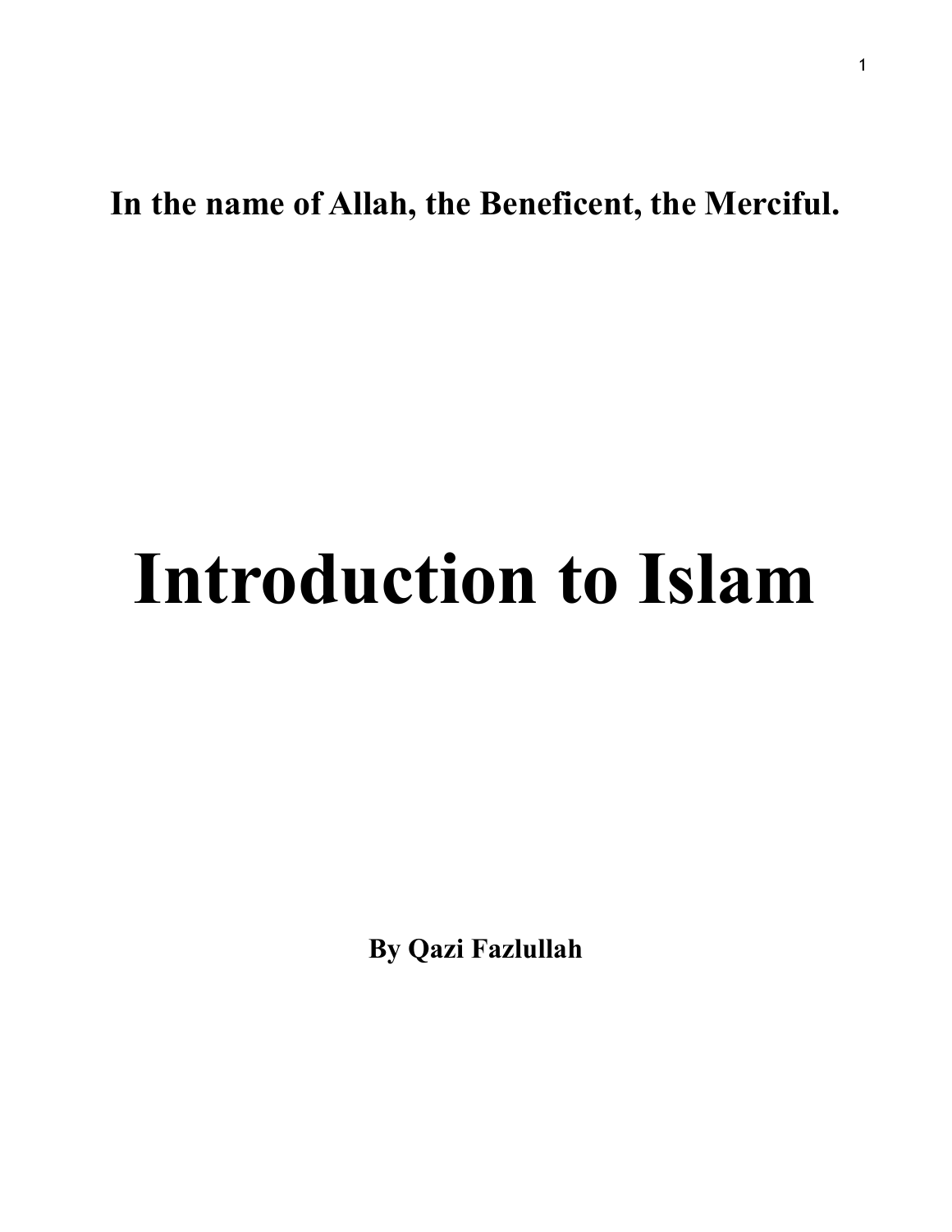**In the name of Allah, the Beneficent, the Merciful.**

# Introduction to Islam

**By Qazi Fazlullah**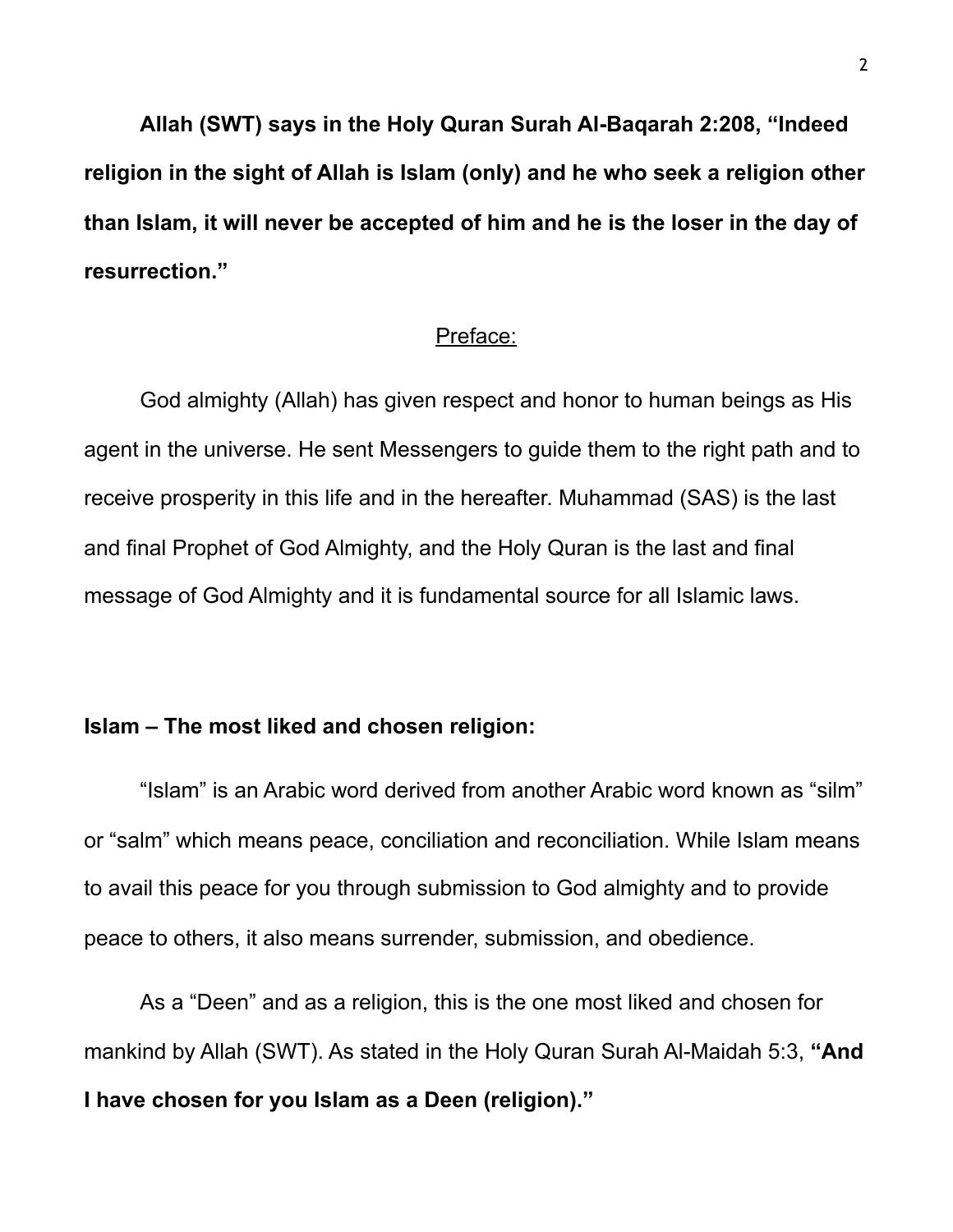**Allah (SWT) says in the Holy Quran Surah Al-Baqarah 2:208, "Indeed religion in the sight of Allah is Islam (only) and he who seek a religion other than Islam, it will never be accepted of him and he is the loser in the day of resurrection."**

<u>Preface:</u>

God almighty (Allah) has given respect and honor to human beings as His agent in the universe. He sent Messengers to guide them to the right path and to receive prosperity in this life and in the hereafter. Muhammad (SAS) is the last and final Prophet of God Almighty, and the Holy Quran is the last and final message of God Almighty and it is fundamental source for all Islamic laws.

**Islam – The most liked and chosen religion:**

"Islam" is an Arabic word derived from another Arabic word known as "silm" or "salm" which means peace, conciliation and reconciliation. While Islam means to avail this peace for you through submission to God almighty and to provide peace to others, it also means surrender, submission, and obedience.

As a "Deen" and as a religion, this is the one most liked and chosen for mankind by Allah (SWT). As stated in the Holy Quran Surah Al-Maidah 5:3, **"And I have chosen for you Islam as a Deen (religion)."**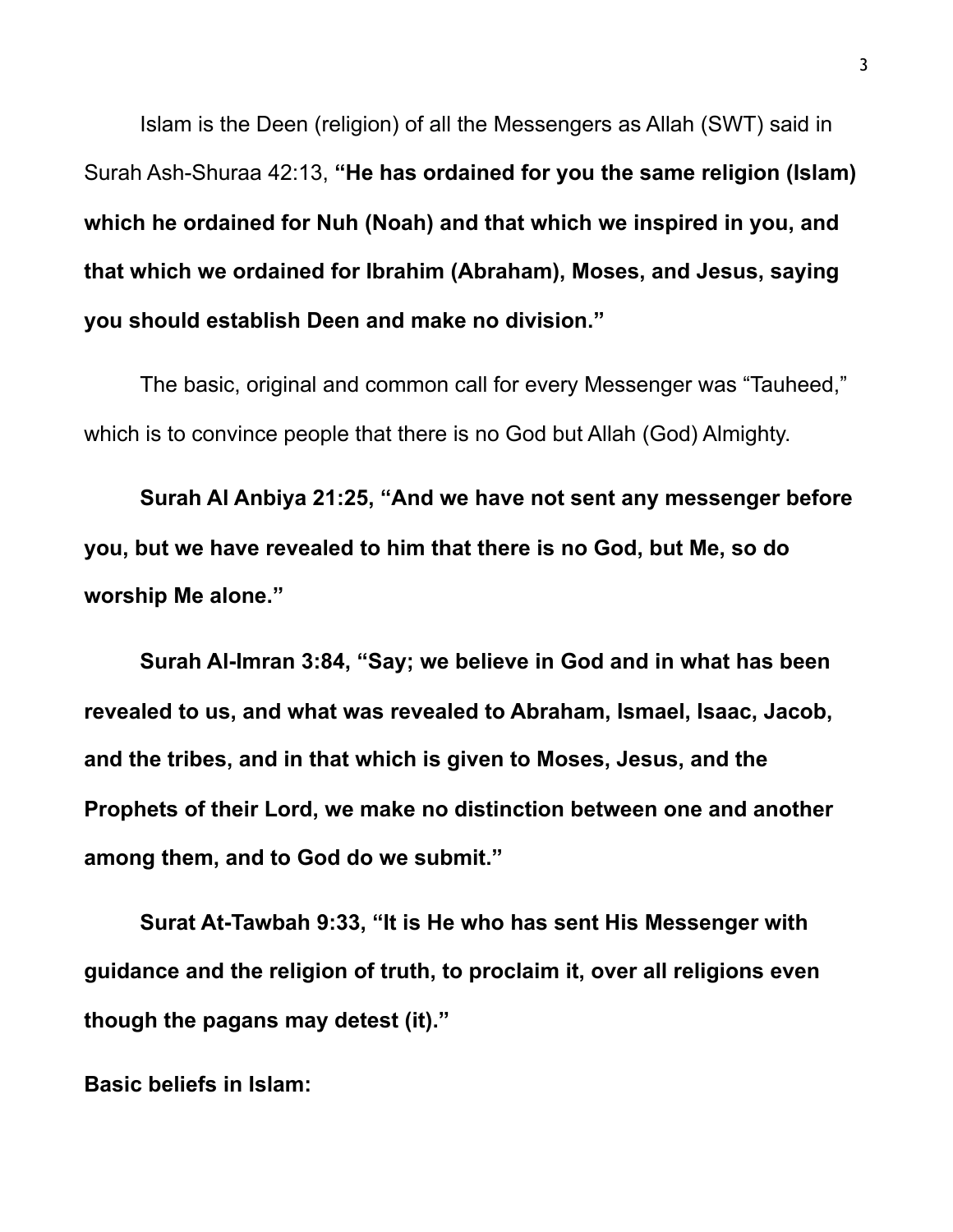Islam is the Deen (religion) of all the Messengers as Allah (SWT) said in Surah Ash-Shuraa 42:13, **"He has ordained for you the same religion (Islam) which he ordained for Nuh (Noah) and that which we inspired in you, and that which we ordained for Ibrahim (Abraham), Moses, and Jesus, saying you should establish Deen and make no division."**

The basic, original and common call for every Messenger was "Tauheed," which is to convince people that there is no God but Allah (God) Almighty.

**Surah Al Anbiya 21:25, "And we have not sent any messenger before you, but we have revealed to him that there is no God, but Me, so do worship Me alone."**

**Surah Al-Imran 3:84, "Say; we believe in God and in what has been revealed to us, and what was revealed to Abraham, Ismael, Isaac, Jacob, and the tribes, and in that which is given to Moses, Jesus, and the Prophets of their Lord, we make no distinction between one and another among them, and to God do we submit."**

**Surat At-Tawbah 9:33, "It is He who has sent His Messenger with guidance and the religion of truth, to proclaim it, over all religions even though the pagans may detest (it)."**

**Basic beliefs in Islam:**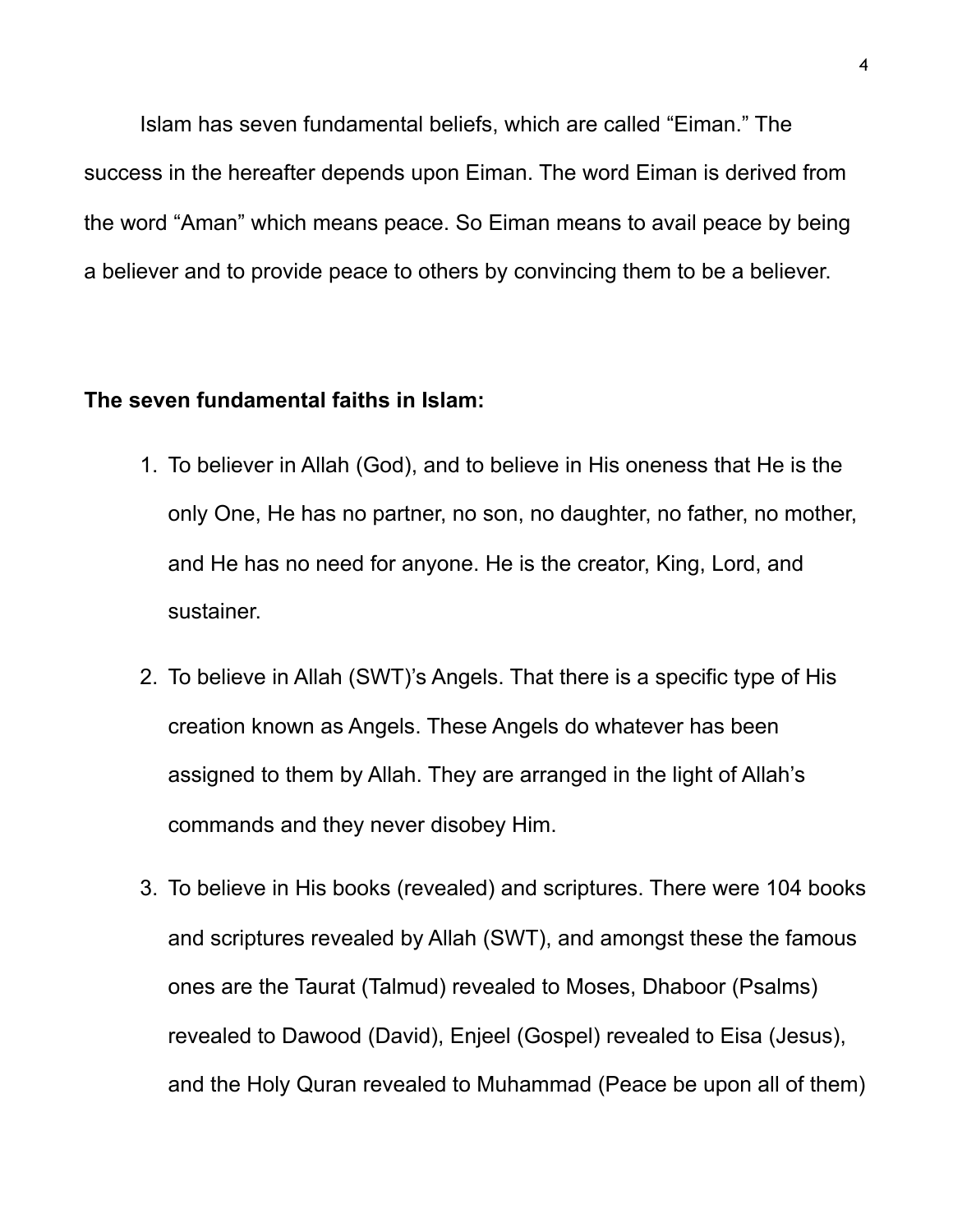Islam has seven fundamental beliefs, which are called "Eiman." The success in the hereafter depends upon Eiman. The word Eiman is derived from the word "Aman" which means peace. So Eiman means to avail peace by being a believer and to provide peace to others by convincing them to be a believer.

**The seven fundamental faiths in Islam:**

1. To believer in Allah (God), and to believe in His oneness that He is the only One, He has no partner, no son, no daughter, no father, no mother, and He has no need for anyone. He is the creator, King, Lord, and sustainer.
2. To believe in Allah (SWT)'s Angels. That there is a specific type of His creation known as Angels. These Angels do whatever has been assigned to them by Allah. They are arranged in the light of Allah's commands and they never disobey Him.
3. To believe in His books (revealed) and scriptures. There were 104 books and scriptures revealed by Allah (SWT), and amongst these the famous ones are the Taurat (Talmud) revealed to Moses, Dhaboor (Psalms) revealed to Dawood (David), Enjeel (Gospel) revealed to Eisa (Jesus), and the Holy Quran revealed to Muhammad (Peace be upon all of them)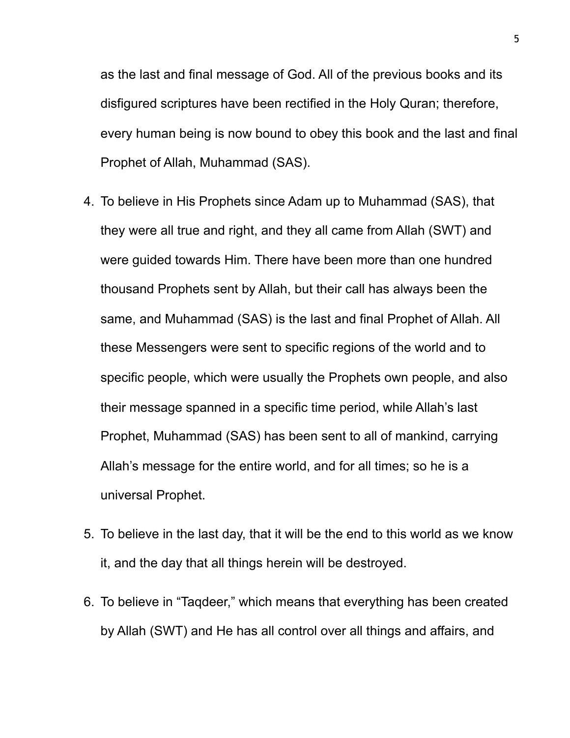as the last and final message of God. All of the previous books and its disfigured scriptures have been rectified in the Holy Quran; therefore, every human being is now bound to obey this book and the last and final Prophet of Allah, Muhammad (SAS).

4. To believe in His Prophets since Adam up to Muhammad (SAS), that they were all true and right, and they all came from Allah (SWT) and were guided towards Him. There have been more than one hundred thousand Prophets sent by Allah, but their call has always been the same, and Muhammad (SAS) is the last and final Prophet of Allah. All these Messengers were sent to specific regions of the world and to specific people, which were usually the Prophets own people, and also their message spanned in a specific time period, while Allah's last Prophet, Muhammad (SAS) has been sent to all of mankind, carrying Allah's message for the entire world, and for all times; so he is a universal Prophet.

5. To believe in the last day, that it will be the end to this world as we know it, and the day that all things herein will be destroyed.

6. To believe in "Taqdeer," which means that everything has been created by Allah (SWT) and He has all control over all things and affairs, and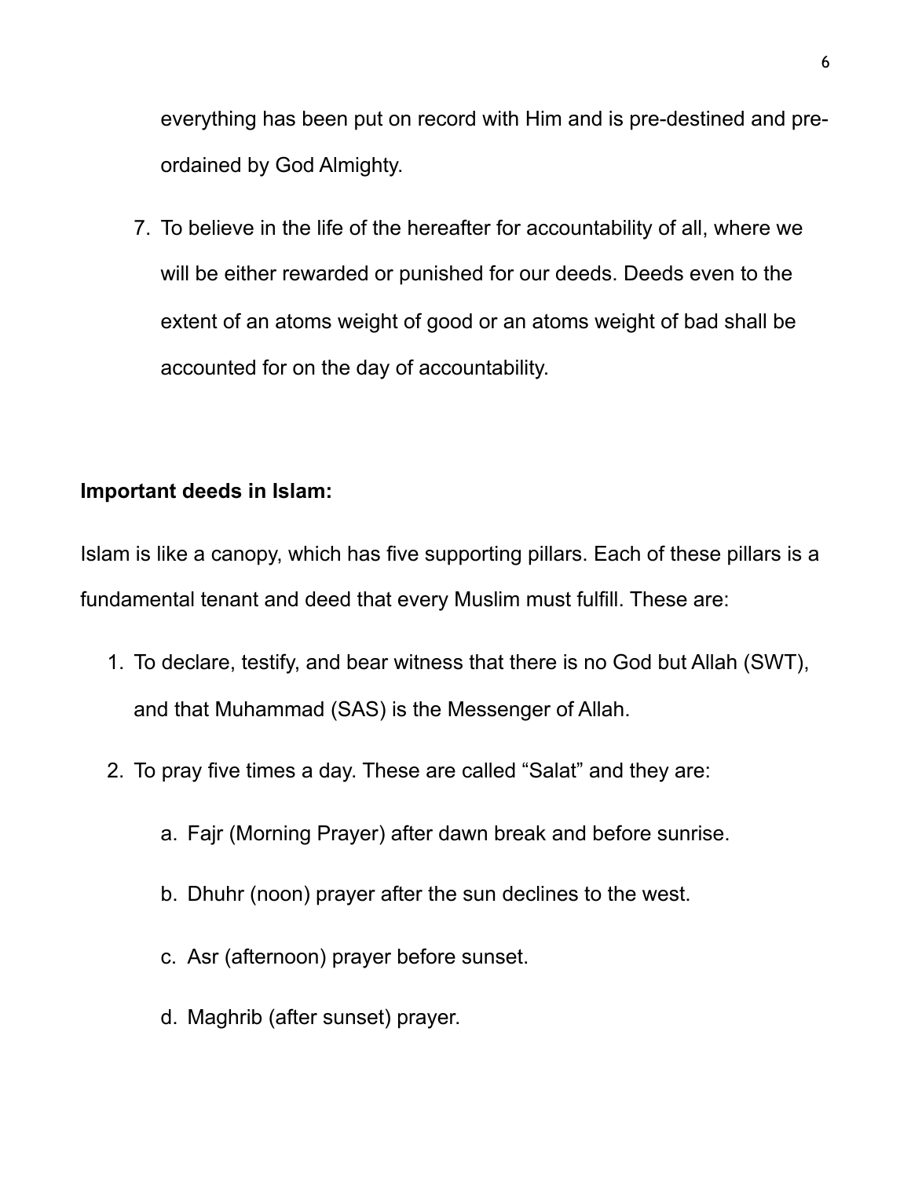everything has been put on record with Him and is pre-destined and pre-ordained by God Almighty.

7. To believe in the life of the hereafter for accountability of all, where we will be either rewarded or punished for our deeds. Deeds even to the extent of an atoms weight of good or an atoms weight of bad shall be accounted for on the day of accountability.

**Important deeds in Islam:**

Islam is like a canopy, which has five supporting pillars. Each of these pillars is a fundamental tenant and deed that every Muslim must fulfill. These are:

1. To declare, testify, and bear witness that there is no God but Allah (SWT), and that Muhammad (SAS) is the Messenger of Allah.
2. To pray five times a day. These are called "Salat" and they are:
    a. Fajr (Morning Prayer) after dawn break and before sunrise.
    b. Dhuhr (noon) prayer after the sun declines to the west.
    c. Asr (afternoon) prayer before sunset.
    d. Maghrib (after sunset) prayer.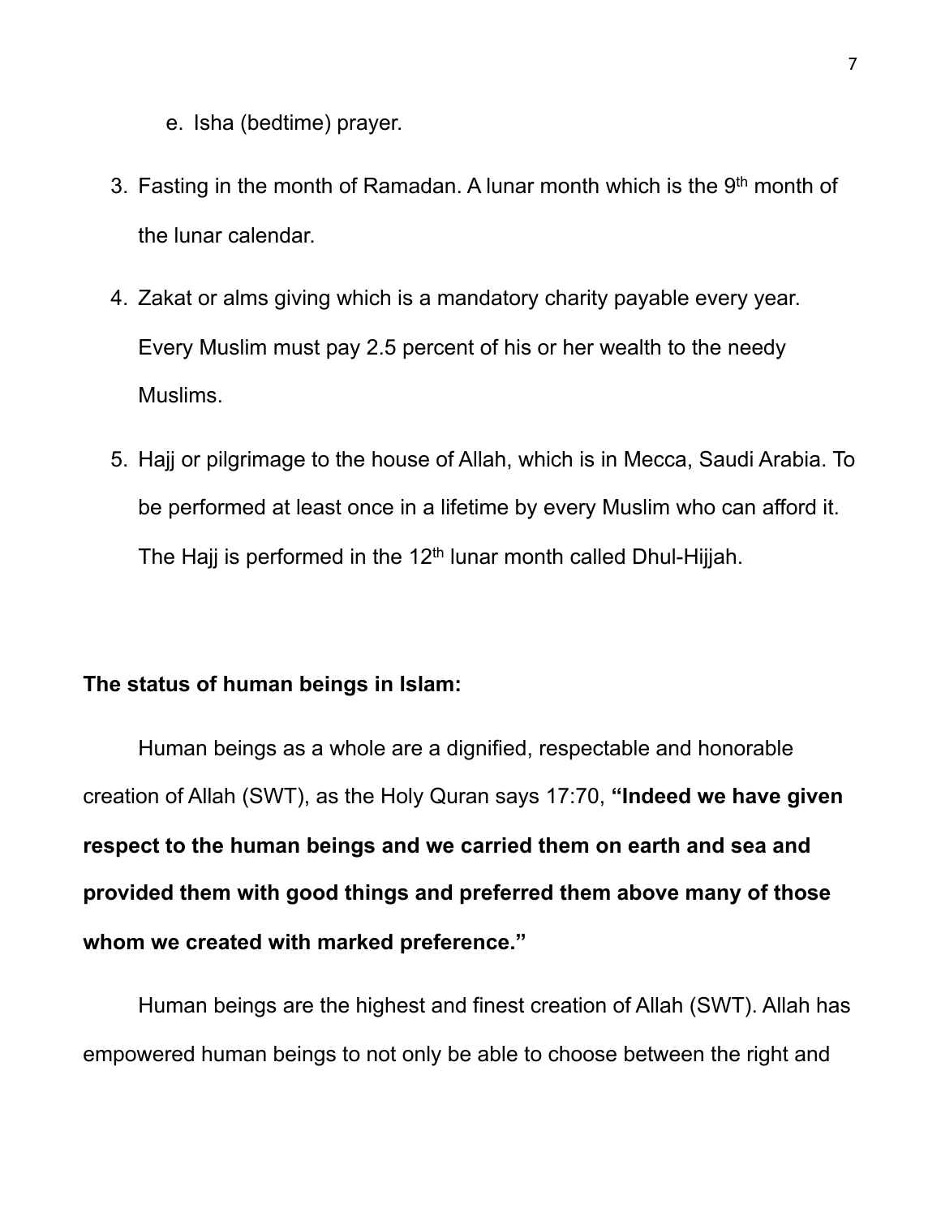e. Isha (bedtime) prayer.

3. Fasting in the month of Ramadan. A lunar month which is the 9th month of the lunar calendar.
4. Zakat or alms giving which is a mandatory charity payable every year. Every Muslim must pay 2.5 percent of his or her wealth to the needy Muslims.
5. Hajj or pilgrimage to the house of Allah, which is in Mecca, Saudi Arabia. To be performed at least once in a lifetime by every Muslim who can afford it. The Hajj is performed in the 12th lunar month called Dhul-Hijjah.

**The status of human beings in Islam:**

Human beings as a whole are a dignified, respectable and honorable creation of Allah (SWT), as the Holy Quran says 17:70, **"Indeed we have given respect to the human beings and we carried them on earth and sea and provided them with good things and preferred them above many of those whom we created with marked preference."**

Human beings are the highest and finest creation of Allah (SWT). Allah has empowered human beings to not only be able to choose between the right and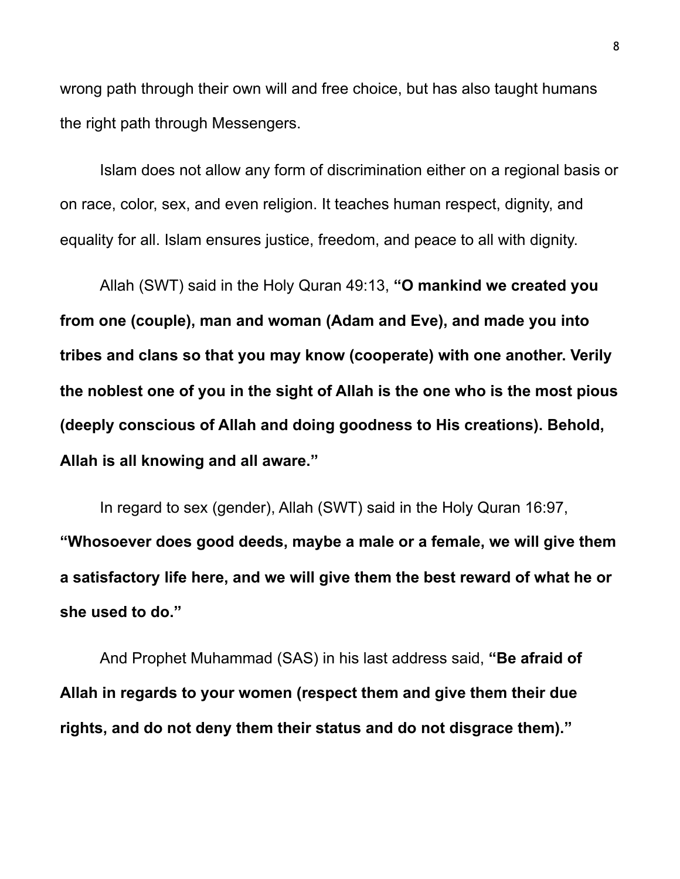wrong path through their own will and free choice, but has also taught humans the right path through Messengers.

Islam does not allow any form of discrimination either on a regional basis or on race, color, sex, and even religion. It teaches human respect, dignity, and equality for all. Islam ensures justice, freedom, and peace to all with dignity.

Allah (SWT) said in the Holy Quran 49:13, **"O mankind we created you from one (couple), man and woman (Adam and Eve), and made you into tribes and clans so that you may know (cooperate) with one another. Verily the noblest one of you in the sight of Allah is the one who is the most pious (deeply conscious of Allah and doing goodness to His creations). Behold, Allah is all knowing and all aware."**

In regard to sex (gender), Allah (SWT) said in the Holy Quran 16:97, **"Whosoever does good deeds, maybe a male or a female, we will give them a satisfactory life here, and we will give them the best reward of what he or she used to do."**

And Prophet Muhammad (SAS) in his last address said, **"Be afraid of Allah in regards to your women (respect them and give them their due rights, and do not deny them their status and do not disgrace them)."**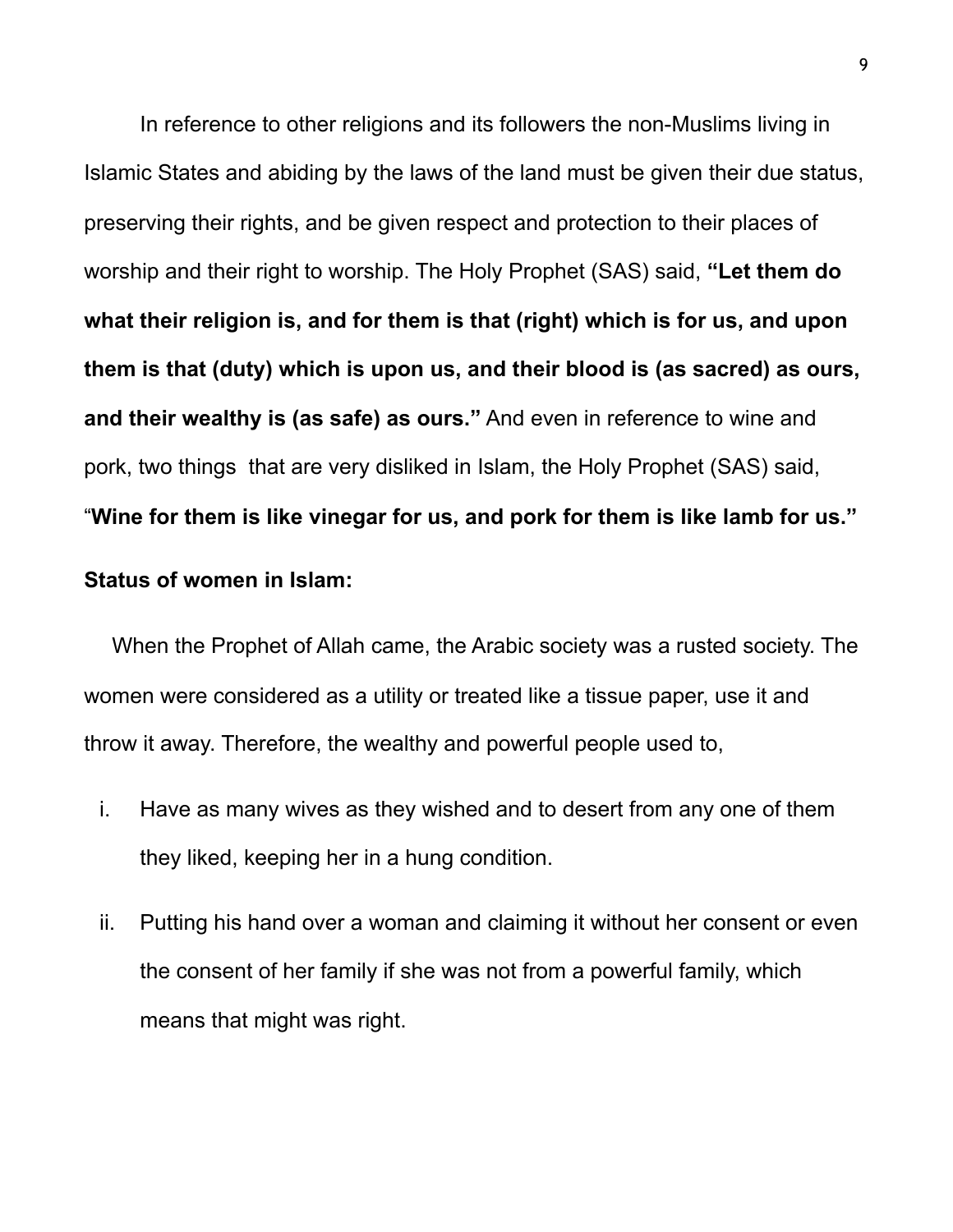In reference to other religions and its followers the non-Muslims living in Islamic States and abiding by the laws of the land must be given their due status, preserving their rights, and be given respect and protection to their places of worship and their right to worship. The Holy Prophet (SAS) said, **"Let them do what their religion is, and for them is that (right) which is for us, and upon them is that (duty) which is upon us, and their blood is (as sacred) as ours, and their wealthy is (as safe) as ours."** And even in reference to wine and pork, two things that are very disliked in Islam, the Holy Prophet (SAS) said, "**Wine for them is like vinegar for us, and pork for them is like lamb for us."**

**Status of women in Islam:**

When the Prophet of Allah came, the Arabic society was a rusted society. The women were considered as a utility or treated like a tissue paper, use it and throw it away. Therefore, the wealthy and powerful people used to,

i. Have as many wives as they wished and to desert from any one of them they liked, keeping her in a hung condition.

ii. Putting his hand over a woman and claiming it without her consent or even the consent of her family if she was not from a powerful family, which means that might was right.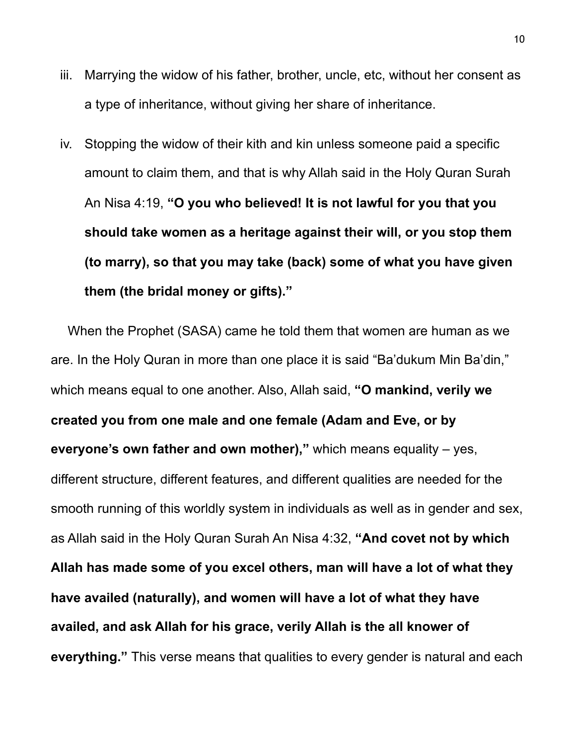iii. Marrying the widow of his father, brother, uncle, etc, without her consent as a type of inheritance, without giving her share of inheritance.

iv. Stopping the widow of their kith and kin unless someone paid a specific amount to claim them, and that is why Allah said in the Holy Quran Surah An Nisa 4:19, **"O you who believed! It is not lawful for you that you should take women as a heritage against their will, or you stop them (to marry), so that you may take (back) some of what you have given them (the bridal money or gifts)."**

When the Prophet (SASA) came he told them that women are human as we are. In the Holy Quran in more than one place it is said "Ba'dukum Min Ba'din," which means equal to one another. Also, Allah said, **"O mankind, verily we created you from one male and one female (Adam and Eve, or by everyone's own father and own mother),"** which means equality – yes, different structure, different features, and different qualities are needed for the smooth running of this worldly system in individuals as well as in gender and sex, as Allah said in the Holy Quran Surah An Nisa 4:32, **"And covet not by which Allah has made some of you excel others, man will have a lot of what they have availed (naturally), and women will have a lot of what they have availed, and ask Allah for his grace, verily Allah is the all knower of everything."** This verse means that qualities to every gender is natural and each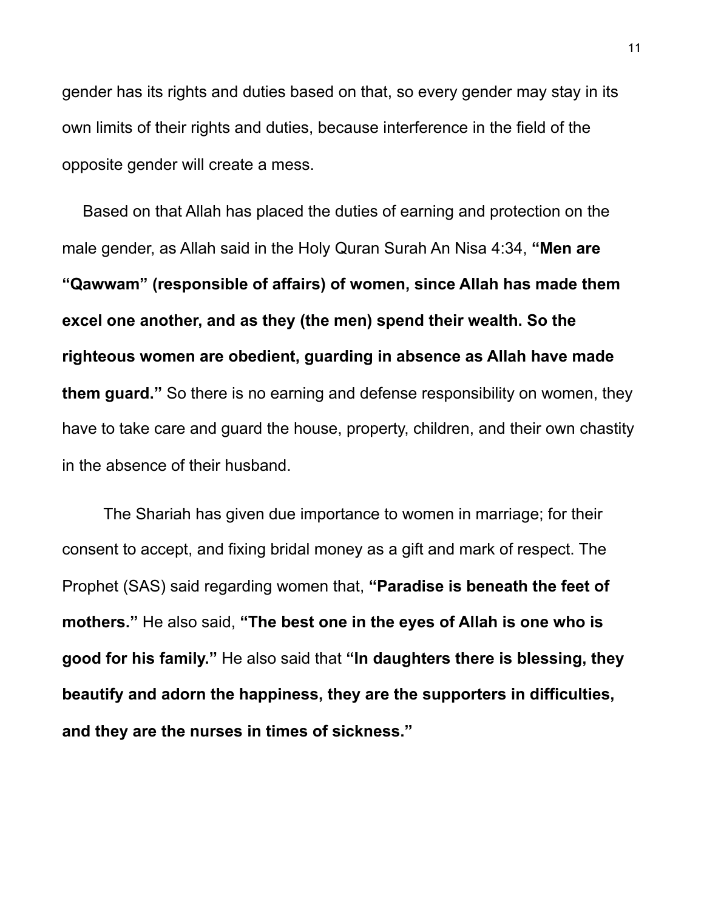gender has its rights and duties based on that, so every gender may stay in its own limits of their rights and duties, because interference in the field of the opposite gender will create a mess.

Based on that Allah has placed the duties of earning and protection on the male gender, as Allah said in the Holy Quran Surah An Nisa 4:34, **"Men are "Qawwam" (responsible of affairs) of women, since Allah has made them excel one another, and as they (the men) spend their wealth. So the righteous women are obedient, guarding in absence as Allah have made them guard."** So there is no earning and defense responsibility on women, they have to take care and guard the house, property, children, and their own chastity in the absence of their husband.

The Shariah has given due importance to women in marriage; for their consent to accept, and fixing bridal money as a gift and mark of respect. The Prophet (SAS) said regarding women that, **"Paradise is beneath the feet of mothers."** He also said, **"The best one in the eyes of Allah is one who is good for his family."** He also said that **"In daughters there is blessing, they beautify and adorn the happiness, they are the supporters in difficulties, and they are the nurses in times of sickness."**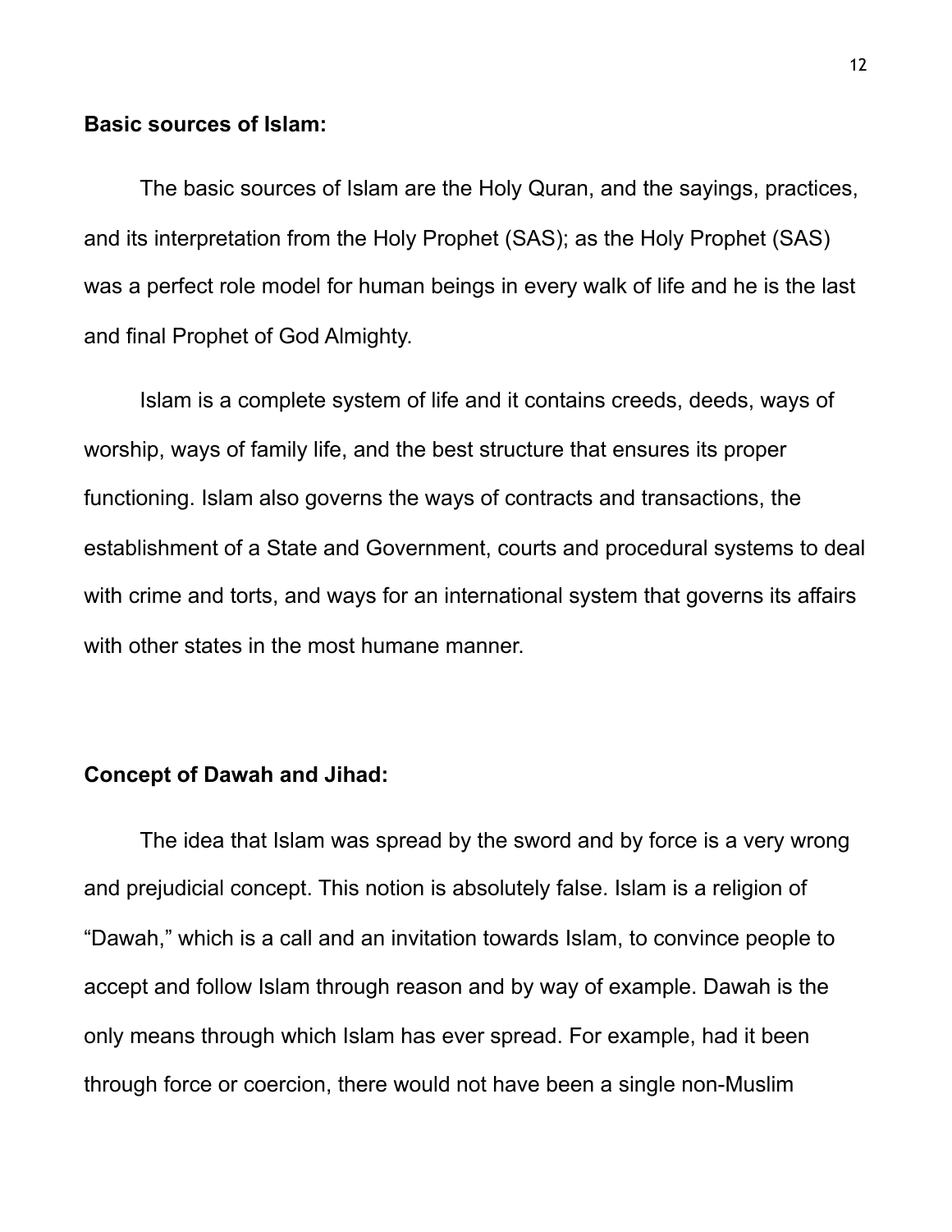**Basic sources of Islam:**

The basic sources of Islam are the Holy Quran, and the sayings, practices, and its interpretation from the Holy Prophet (SAS); as the Holy Prophet (SAS) was a perfect role model for human beings in every walk of life and he is the last and final Prophet of God Almighty.

Islam is a complete system of life and it contains creeds, deeds, ways of worship, ways of family life, and the best structure that ensures its proper functioning. Islam also governs the ways of contracts and transactions, the establishment of a State and Government, courts and procedural systems to deal with crime and torts, and ways for an international system that governs its affairs with other states in the most humane manner.

**Concept of Dawah and Jihad:**

The idea that Islam was spread by the sword and by force is a very wrong and prejudicial concept. This notion is absolutely false. Islam is a religion of "Dawah," which is a call and an invitation towards Islam, to convince people to accept and follow Islam through reason and by way of example. Dawah is the only means through which Islam has ever spread. For example, had it been through force or coercion, there would not have been a single non-Muslim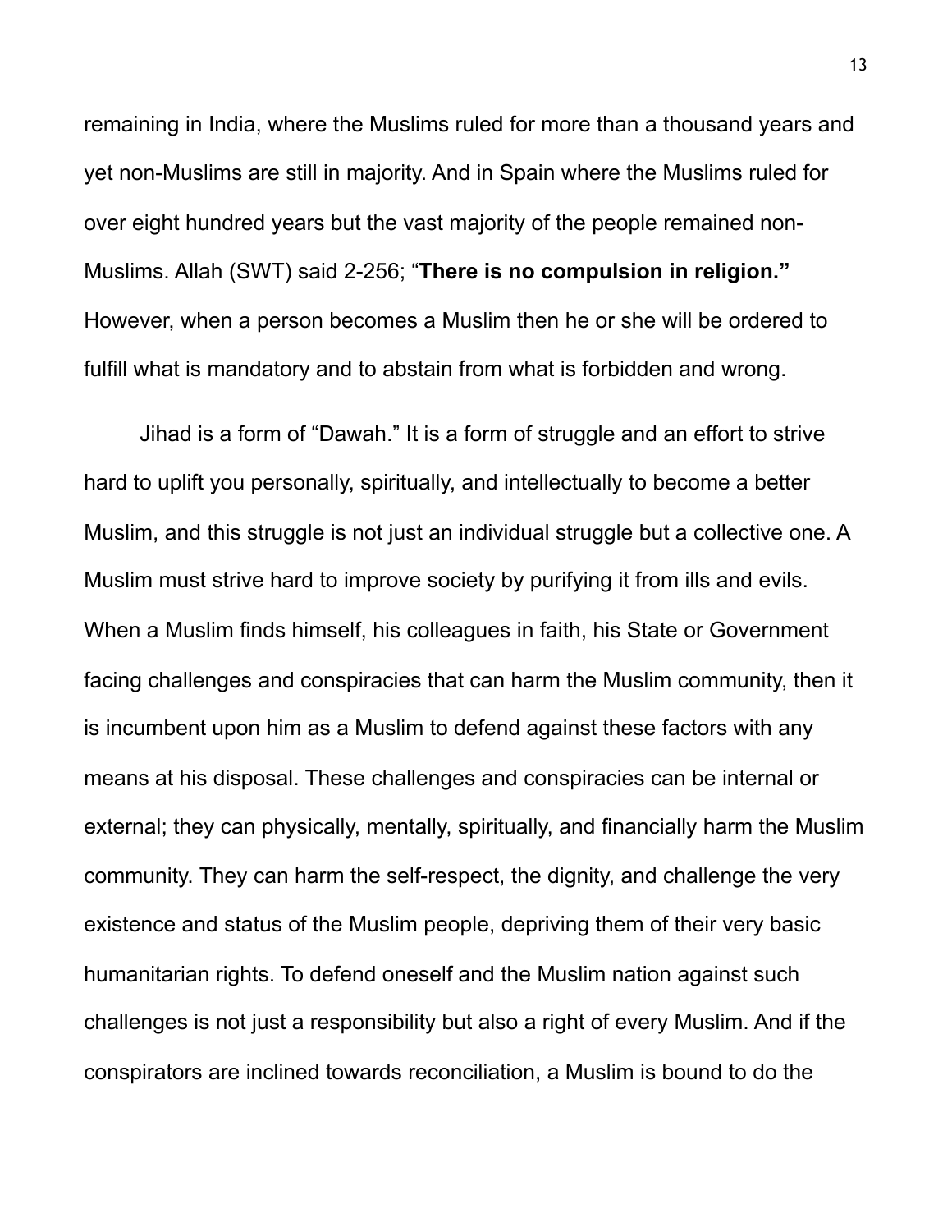remaining in India, where the Muslims ruled for more than a thousand years and yet non-Muslims are still in majority. And in Spain where the Muslims ruled for over eight hundred years but the vast majority of the people remained non-Muslims. Allah (SWT) said 2-256; "**There is no compulsion in religion.**" However, when a person becomes a Muslim then he or she will be ordered to fulfill what is mandatory and to abstain from what is forbidden and wrong.

Jihad is a form of "Dawah." It is a form of struggle and an effort to strive hard to uplift you personally, spiritually, and intellectually to become a better Muslim, and this struggle is not just an individual struggle but a collective one. A Muslim must strive hard to improve society by purifying it from ills and evils. When a Muslim finds himself, his colleagues in faith, his State or Government facing challenges and conspiracies that can harm the Muslim community, then it is incumbent upon him as a Muslim to defend against these factors with any means at his disposal. These challenges and conspiracies can be internal or external; they can physically, mentally, spiritually, and financially harm the Muslim community. They can harm the self-respect, the dignity, and challenge the very existence and status of the Muslim people, depriving them of their very basic humanitarian rights. To defend oneself and the Muslim nation against such challenges is not just a responsibility but also a right of every Muslim. And if the conspirators are inclined towards reconciliation, a Muslim is bound to do the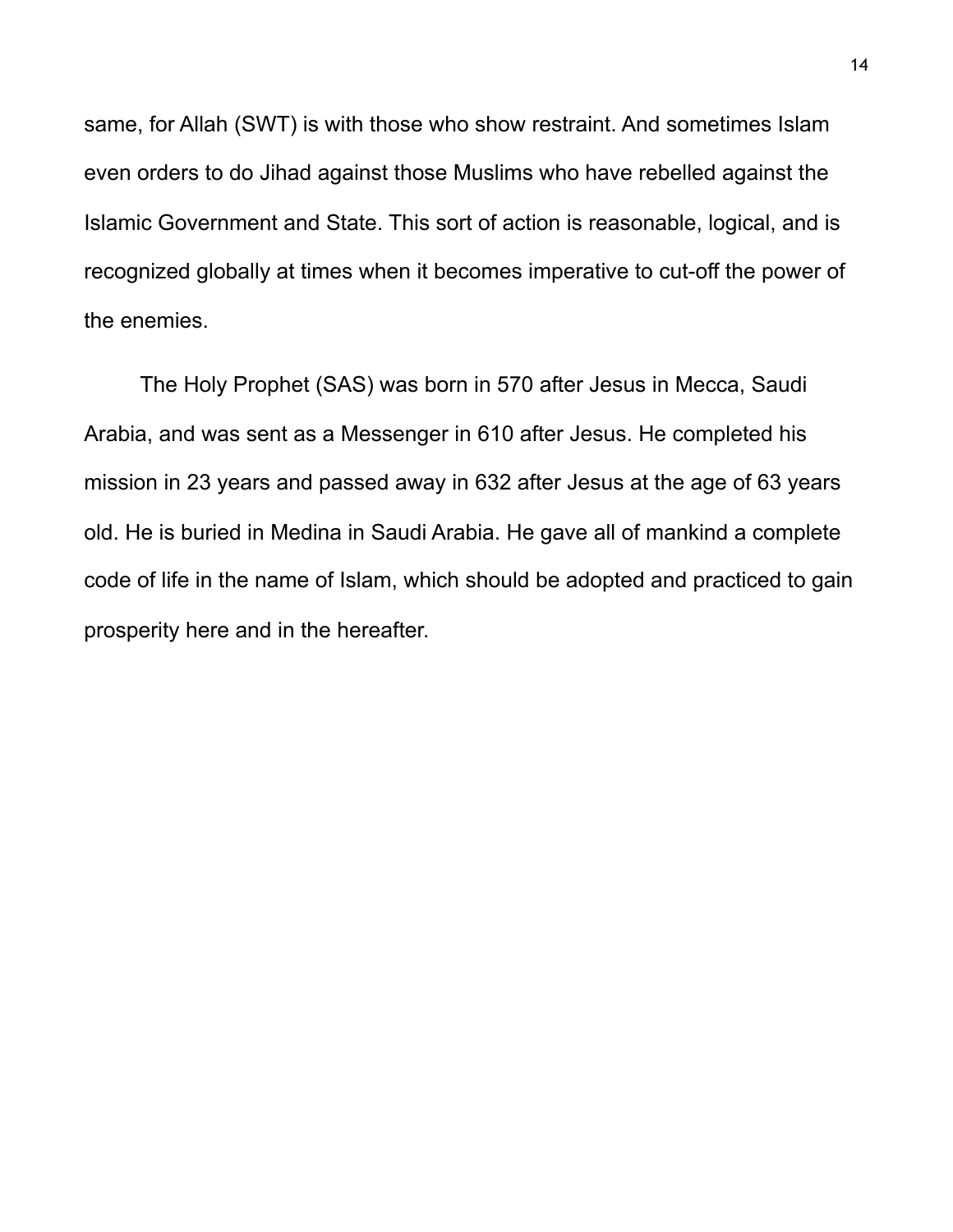same, for Allah (SWT) is with those who show restraint. And sometimes Islam even orders to do Jihad against those Muslims who have rebelled against the Islamic Government and State. This sort of action is reasonable, logical, and is recognized globally at times when it becomes imperative to cut-off the power of the enemies.

The Holy Prophet (SAS) was born in 570 after Jesus in Mecca, Saudi Arabia, and was sent as a Messenger in 610 after Jesus. He completed his mission in 23 years and passed away in 632 after Jesus at the age of 63 years old. He is buried in Medina in Saudi Arabia. He gave all of mankind a complete code of life in the name of Islam, which should be adopted and practiced to gain prosperity here and in the hereafter.